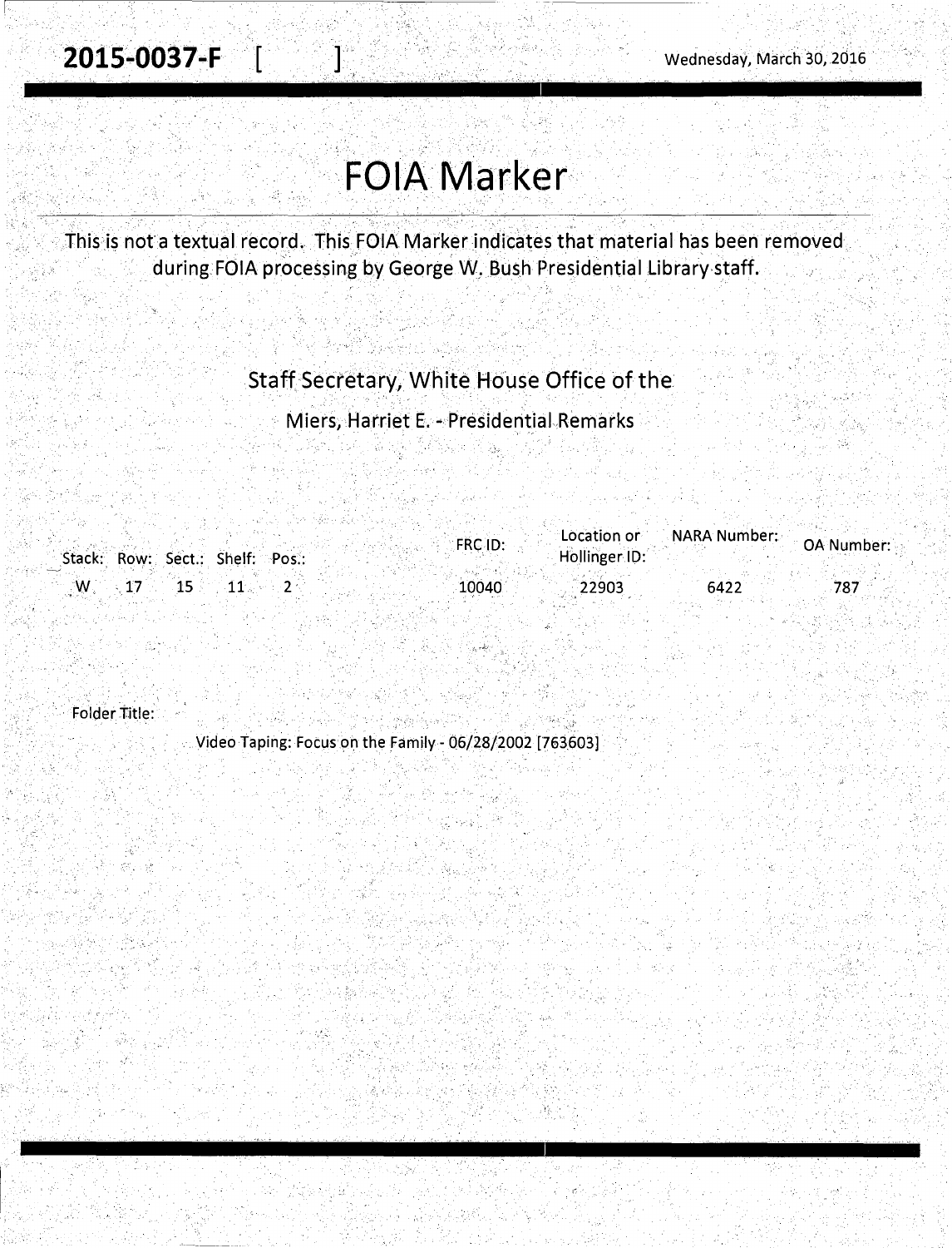**2015-0037-F** [ ]

Wednesday, March 30, 2016

# FOIA Marker

This is not a textual record. This FOIA Marker indicates that material has been removed during FOIA processing by George W. Bush Presidential Library staff.

Staff Secretary, White House Office of the

Miers, Harriet E. - Presidential Remarks

| Stack: | Row: | Sect.: | Shelf: | Pos.: | FRC ID: | Location or Hollinger ID: | NARA Number: | OA Number: |
|---|---|---|---|---|---|---|---|---|
| W | 17 | 15 | 11 | 2 | 10040 | 22903 | 6422 | 787 |

Folder Title:

Video Taping: Focus on the Family - 06/28/2002 [763603]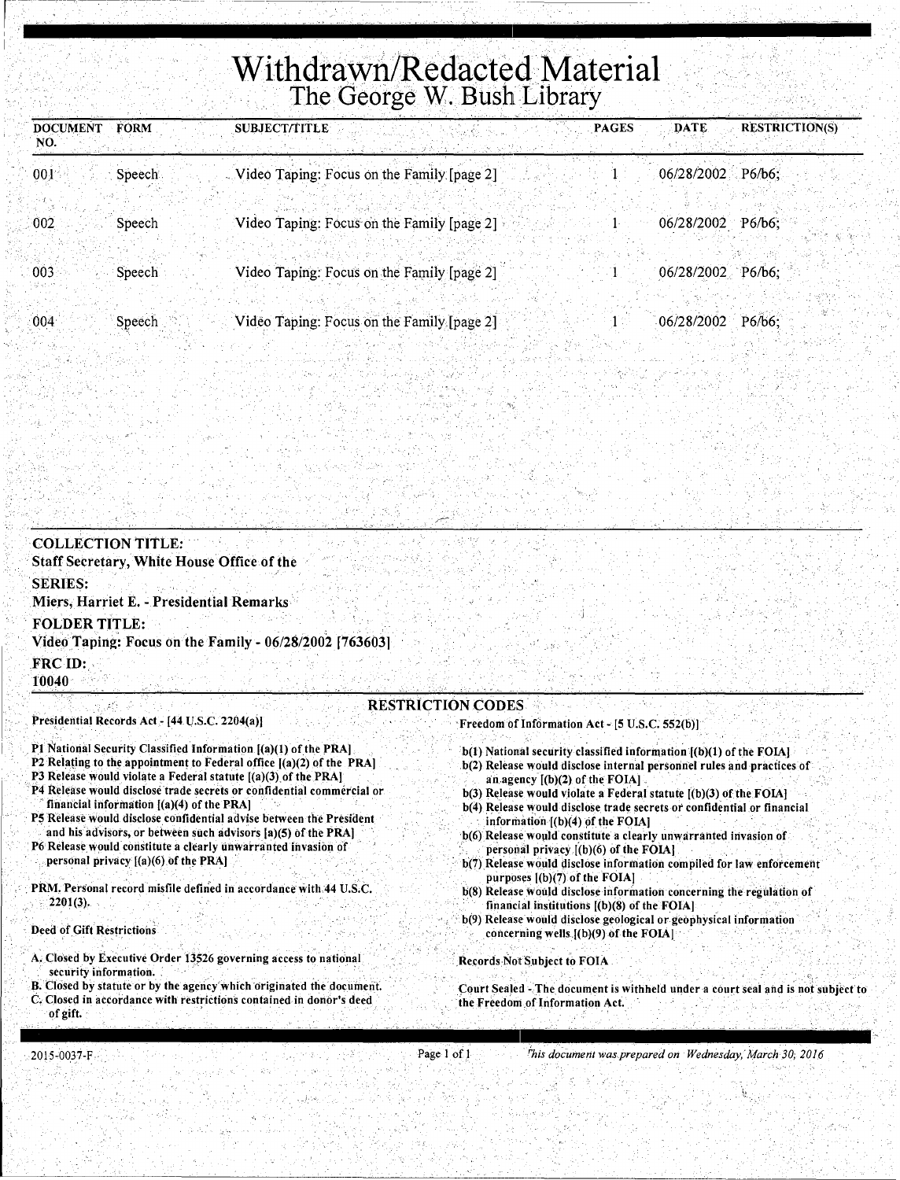# Withdrawn/Redacted Material

## The George W. Bush Library

| DOCUMENT NO. | FORM | SUBJECT/TITLE | PAGES | DATE | RESTRICTION(S) |
|---|---|---|---|---|---|
| 001 | Speech | Video Taping: Focus on the Family [page 2] | 1 | 06/28/2002 | P6/b6; |
| 002 | Speech | Video Taping: Focus on the Family [page 2] | 1 | 06/28/2002 | P6/b6; |
| 003 | Speech | Video Taping: Focus on the Family [page 2] | 1 | 06/28/2002 | P6/b6; |
| 004 | Speech | Video Taping: Focus on the Family [page 2] | 1 | 06/28/2002 | P6/b6; |

**COLLECTION TITLE:**
Staff Secretary, White House Office of the

**SERIES:**
Miers, Harriet E. - Presidential Remarks

**FOLDER TITLE:**
Video Taping: Focus on the Family - 06/28/2002 [763603]

**FRC ID:**
10040

### RESTRICTION CODES

Presidential Records Act - [44 U.S.C. 2204(a)]

P1 National Security Classified Information [(a)(1) of the PRA]
P2 Relating to the appointment to Federal office [(a)(2) of the PRA]
P3 Release would violate a Federal statute [(a)(3) of the PRA]
P4 Release would disclose trade secrets or confidential commercial or financial information [(a)(4) of the PRA]
P5 Release would disclose confidential advise between the President and his advisors, or between such advisors [a)(5) of the PRA]
P6 Release would constitute a clearly unwarranted invasion of personal privacy [(a)(6) of the PRA]

PRM. Personal record misfile defined in accordance with 44 U.S.C. 2201(3).

Deed of Gift Restrictions

A. Closed by Executive Order 13526 governing access to national security information.
B. Closed by statute or by the agency which originated the document.
C. Closed in accordance with restrictions contained in donor's deed of gift.

Freedom of Information Act - [5 U.S.C. 552(b)]

b(1) National security classified information [(b)(1) of the FOIA]
b(2) Release would disclose internal personnel rules and practices of an agency [(b)(2) of the FOIA]
b(3) Release would violate a Federal statute [(b)(3) of the FOIA]
b(4) Release would disclose trade secrets or confidential or financial information [(b)(4) of the FOIA]
b(6) Release would constitute a clearly unwarranted invasion of personal privacy [(b)(6) of the FOIA]
b(7) Release would disclose information compiled for law enforcement purposes [(b)(7) of the FOIA]
b(8) Release would disclose information concerning the regulation of financial institutions [(b)(8) of the FOIA]
b(9) Release would disclose geological or geophysical information concerning wells [(b)(9) of the FOIA]

Records Not Subject to FOIA

Court Sealed - The document is withheld under a court seal and is not subject to the Freedom of Information Act.

2015-0037-F

*This document was prepared on Wednesday, March 30, 2016*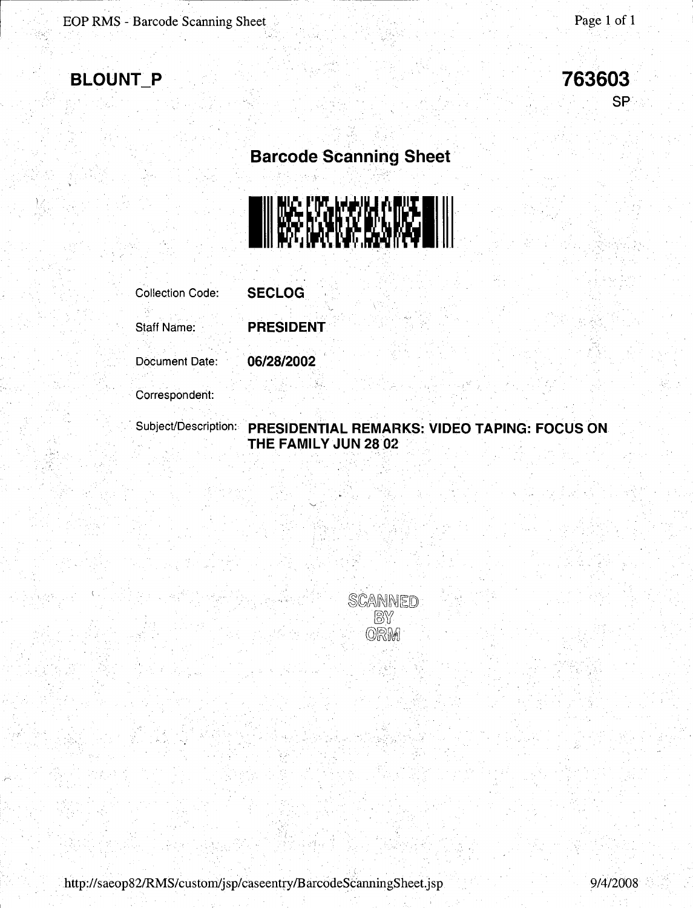**BLOUNT_P**

**763603**
SP

## Barcode Scanning Sheet

Collection Code: **SECLOG**

Staff Name: **PRESIDENT**

Document Date: **06/28/2002**

Correspondent:

Subject/Description: **PRESIDENTIAL REMARKS: VIDEO TAPING: FOCUS ON THE FAMILY JUN 28 02**

SCANNED BY ORM

http://saeop82/RMS/custom/jsp/caseentry/BarcodeScanningSheet.jsp

9/4/2008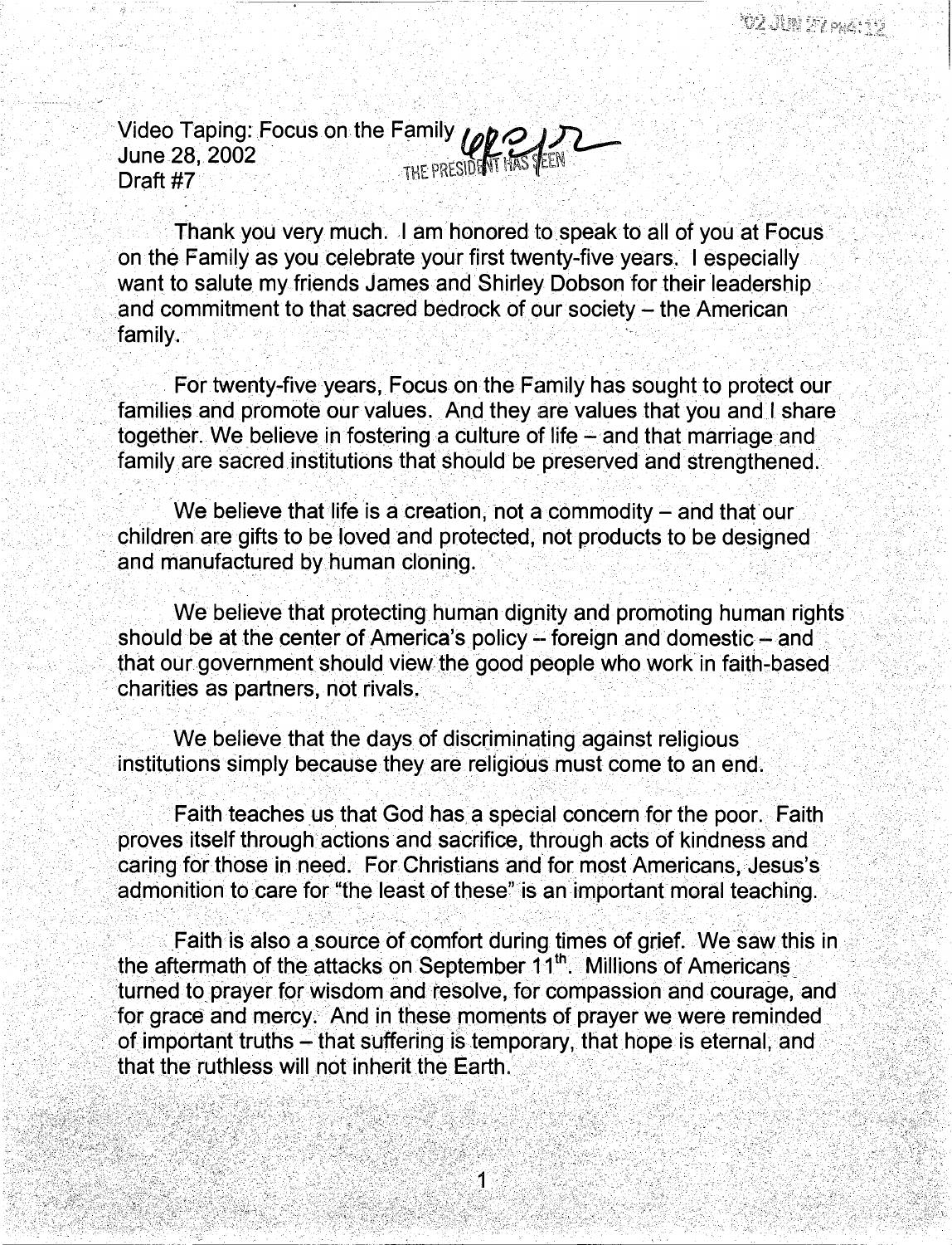'02 JUN 27 PM4:12

Video Taping: Focus on the Family
June 28, 2002
Draft #7

THE PRESIDENT HAS SEEN 6/28/02

Thank you very much. I am honored to speak to all of you at Focus on the Family as you celebrate your first twenty-five years. I especially want to salute my friends James and Shirley Dobson for their leadership and commitment to that sacred bedrock of our society – the American family.

For twenty-five years, Focus on the Family has sought to protect our families and promote our values. And they are values that you and I share together. We believe in fostering a culture of life – and that marriage and family are sacred institutions that should be preserved and strengthened.

We believe that life is a creation, not a commodity – and that our children are gifts to be loved and protected, not products to be designed and manufactured by human cloning.

We believe that protecting human dignity and promoting human rights should be at the center of America's policy – foreign and domestic – and that our government should view the good people who work in faith-based charities as partners, not rivals.

We believe that the days of discriminating against religious institutions simply because they are religious must come to an end.

Faith teaches us that God has a special concern for the poor. Faith proves itself through actions and sacrifice, through acts of kindness and caring for those in need. For Christians and for most Americans, Jesus's admonition to care for "the least of these" is an important moral teaching.

Faith is also a source of comfort during times of grief. We saw this in the aftermath of the attacks on September 11th. Millions of Americans turned to prayer for wisdom and resolve, for compassion and courage, and for grace and mercy. And in these moments of prayer we were reminded of important truths – that suffering is temporary, that hope is eternal, and that the ruthless will not inherit the Earth.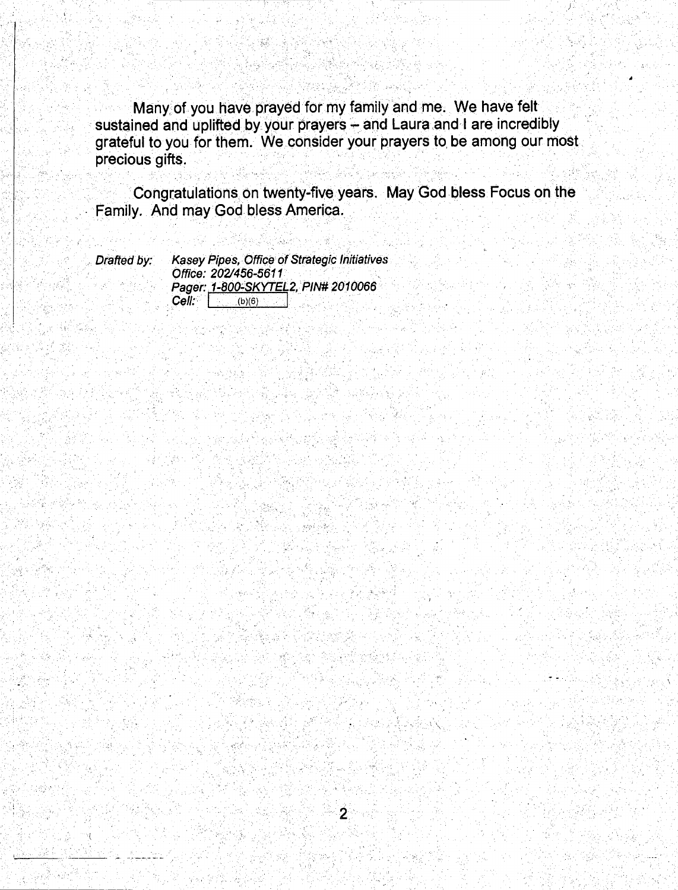Many of you have prayed for my family and me. We have felt sustained and uplifted by your prayers – and Laura and I are incredibly grateful to you for them. We consider your prayers to be among our most precious gifts.

Congratulations on twenty-five years. May God bless Focus on the Family. And may God bless America.

*Drafted by:* *Kasey Pipes, Office of Strategic Initiatives*
*Office: 202/456-5611*
*Pager: 1-800-SKYTEL2, PIN# 2010066*
*Cell:* (b)(6)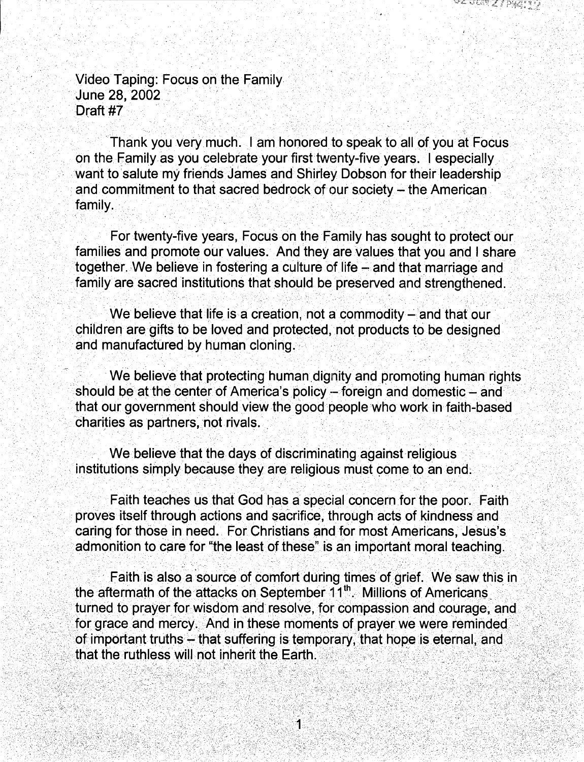Video Taping: Focus on the Family
June 28, 2002
Draft #7

Thank you very much. I am honored to speak to all of you at Focus on the Family as you celebrate your first twenty-five years. I especially want to salute my friends James and Shirley Dobson for their leadership and commitment to that sacred bedrock of our society – the American family.

For twenty-five years, Focus on the Family has sought to protect our families and promote our values. And they are values that you and I share together. We believe in fostering a culture of life – and that marriage and family are sacred institutions that should be preserved and strengthened.

We believe that life is a creation, not a commodity – and that our children are gifts to be loved and protected, not products to be designed and manufactured by human cloning.

We believe that protecting human dignity and promoting human rights should be at the center of America's policy – foreign and domestic – and that our government should view the good people who work in faith-based charities as partners, not rivals.

We believe that the days of discriminating against religious institutions simply because they are religious must come to an end.

Faith teaches us that God has a special concern for the poor. Faith proves itself through actions and sacrifice, through acts of kindness and caring for those in need. For Christians and for most Americans, Jesus's admonition to care for "the least of these" is an important moral teaching.

Faith is also a source of comfort during times of grief. We saw this in the aftermath of the attacks on September 11th. Millions of Americans turned to prayer for wisdom and resolve, for compassion and courage, and for grace and mercy. And in these moments of prayer we were reminded of important truths – that suffering is temporary, that hope is eternal, and that the ruthless will not inherit the Earth.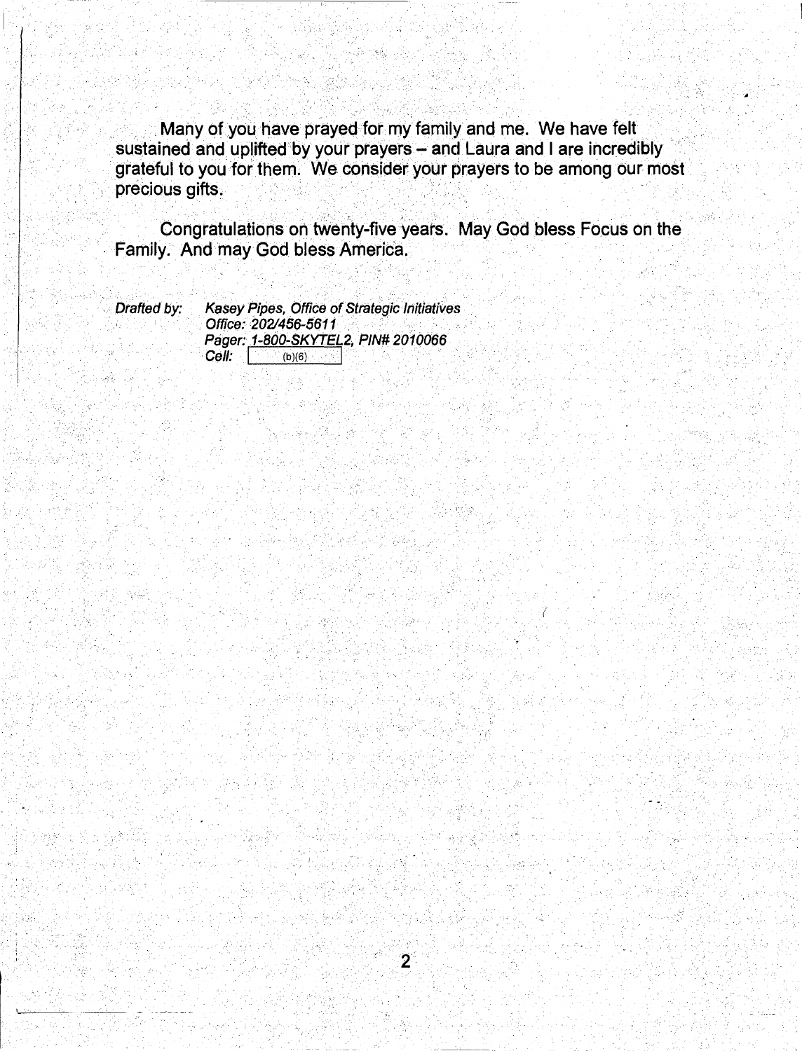Many of you have prayed for my family and me. We have felt sustained and uplifted by your prayers – and Laura and I are incredibly grateful to you for them. We consider your prayers to be among our most precious gifts.

Congratulations on twenty-five years. May God bless Focus on the Family. And may God bless America.

*Drafted by:* *Kasey Pipes, Office of Strategic Initiatives*
*Office: 202/456-5611*
*Pager: 1-800-SKYTEL2, PIN# 2010066*
*Cell:* (b)(6)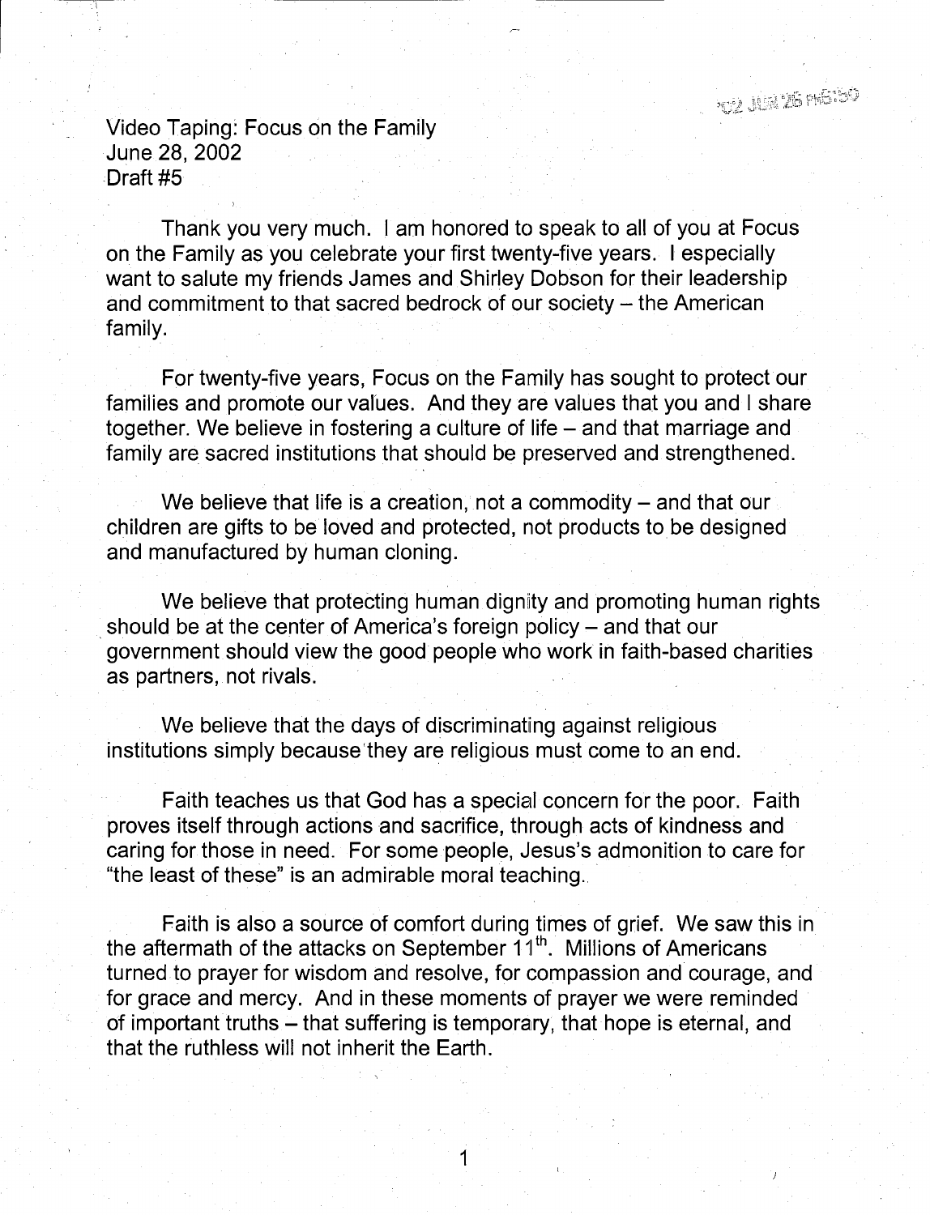'02 JUN 26 PM5:50

Video Taping: Focus on the Family
June 28, 2002
Draft #5

Thank you very much. I am honored to speak to all of you at Focus on the Family as you celebrate your first twenty-five years. I especially want to salute my friends James and Shirley Dobson for their leadership and commitment to that sacred bedrock of our society – the American family.

For twenty-five years, Focus on the Family has sought to protect our families and promote our values. And they are values that you and I share together. We believe in fostering a culture of life – and that marriage and family are sacred institutions that should be preserved and strengthened.

We believe that life is a creation, not a commodity – and that our children are gifts to be loved and protected, not products to be designed and manufactured by human cloning.

We believe that protecting human dignity and promoting human rights should be at the center of America's foreign policy – and that our government should view the good people who work in faith-based charities as partners, not rivals.

We believe that the days of discriminating against religious institutions simply because they are religious must come to an end.

Faith teaches us that God has a special concern for the poor. Faith proves itself through actions and sacrifice, through acts of kindness and caring for those in need. For some people, Jesus's admonition to care for "the least of these" is an admirable moral teaching.

Faith is also a source of comfort during times of grief. We saw this in the aftermath of the attacks on September 11th. Millions of Americans turned to prayer for wisdom and resolve, for compassion and courage, and for grace and mercy. And in these moments of prayer we were reminded of important truths – that suffering is temporary, that hope is eternal, and that the ruthless will not inherit the Earth.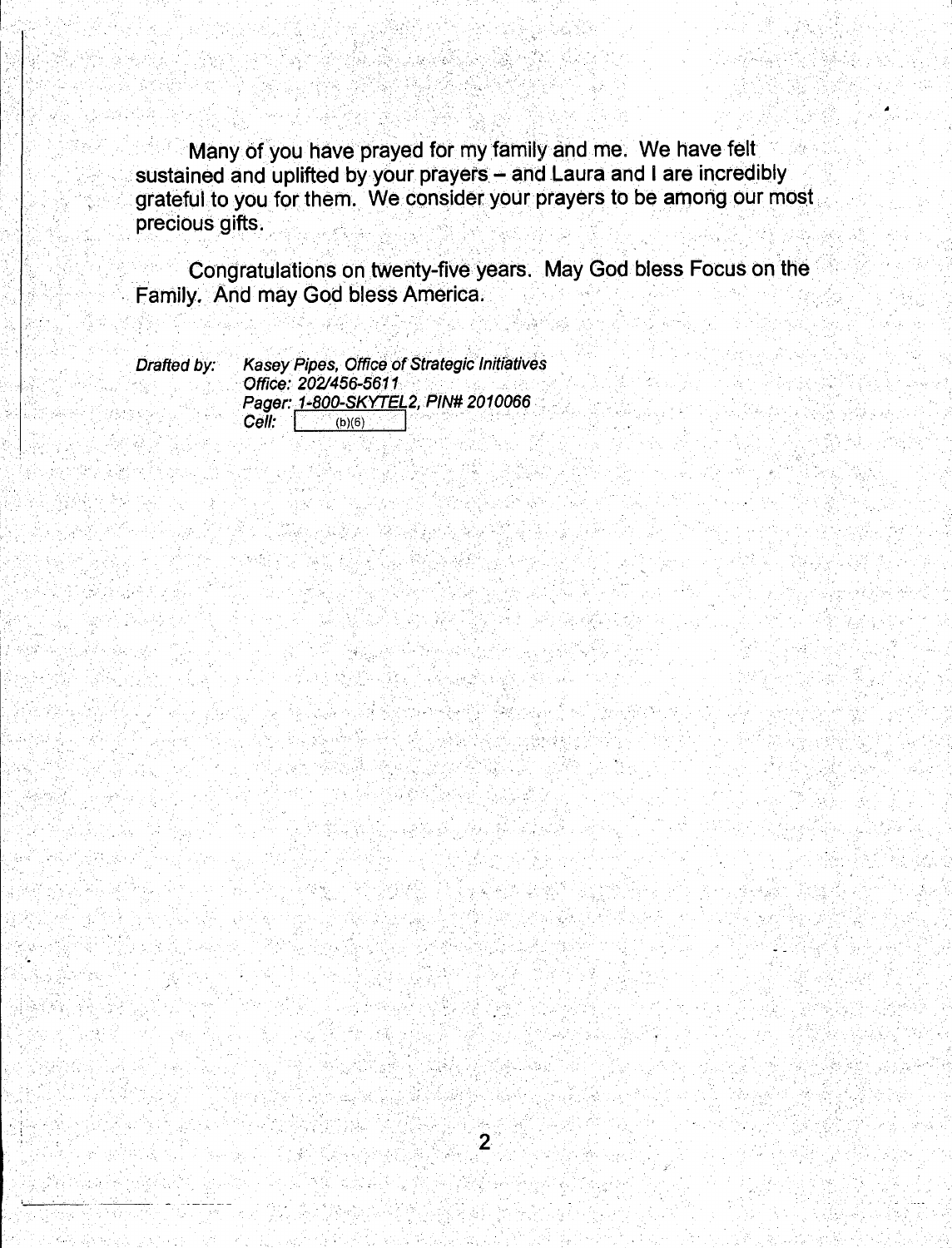Many of you have prayed for my family and me. We have felt sustained and uplifted by your prayers – and Laura and I are incredibly grateful to you for them. We consider your prayers to be among our most precious gifts.

Congratulations on twenty-five years. May God bless Focus on the Family. And may God bless America.

*Drafted by:* *Kasey Pipes, Office of Strategic Initiatives*
*Office: 202/456-5611*
*Pager: 1-800-SKYTEL2, PIN# 2010066*
*Cell:* (b)(6)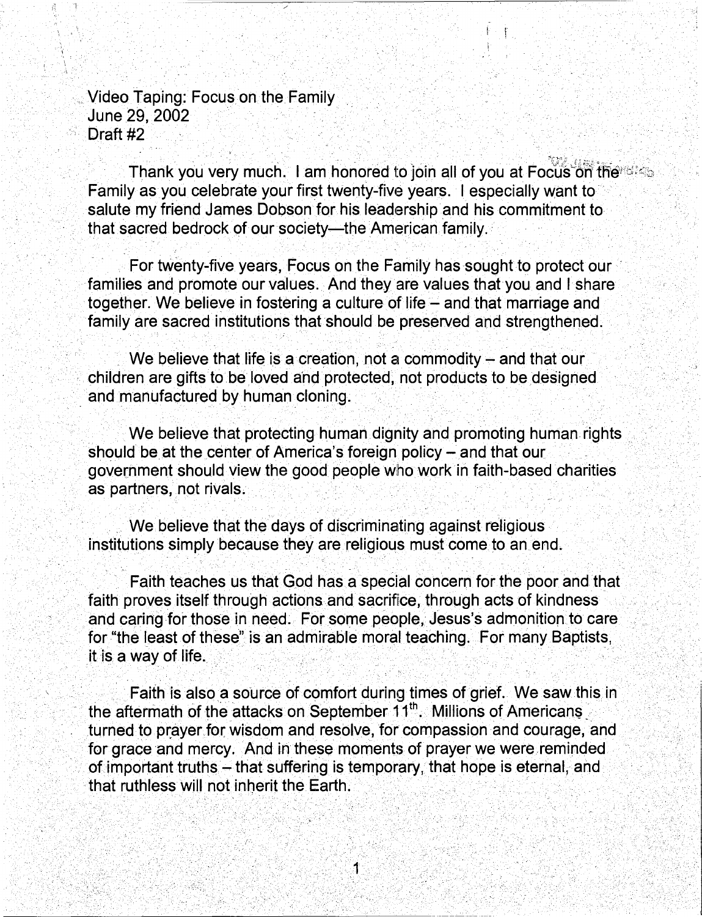Video Taping: Focus on the Family
June 29, 2002
Draft #2

Thank you very much. I am honored to join all of you at Focus on the Family as you celebrate your first twenty-five years. I especially want to salute my friend James Dobson for his leadership and his commitment to that sacred bedrock of our society—the American family.

For twenty-five years, Focus on the Family has sought to protect our families and promote our values. And they are values that you and I share together. We believe in fostering a culture of life – and that marriage and family are sacred institutions that should be preserved and strengthened.

We believe that life is a creation, not a commodity – and that our children are gifts to be loved and protected, not products to be designed and manufactured by human cloning.

We believe that protecting human dignity and promoting human rights should be at the center of America's foreign policy – and that our government should view the good people who work in faith-based charities as partners, not rivals.

We believe that the days of discriminating against religious institutions simply because they are religious must come to an end.

Faith teaches us that God has a special concern for the poor and that faith proves itself through actions and sacrifice, through acts of kindness and caring for those in need. For some people, Jesus's admonition to care for "the least of these" is an admirable moral teaching. For many Baptists, it is a way of life.

Faith is also a source of comfort during times of grief. We saw this in the aftermath of the attacks on September 11th. Millions of Americans turned to prayer for wisdom and resolve, for compassion and courage, and for grace and mercy. And in these moments of prayer we were reminded of important truths – that suffering is temporary, that hope is eternal, and that ruthless will not inherit the Earth.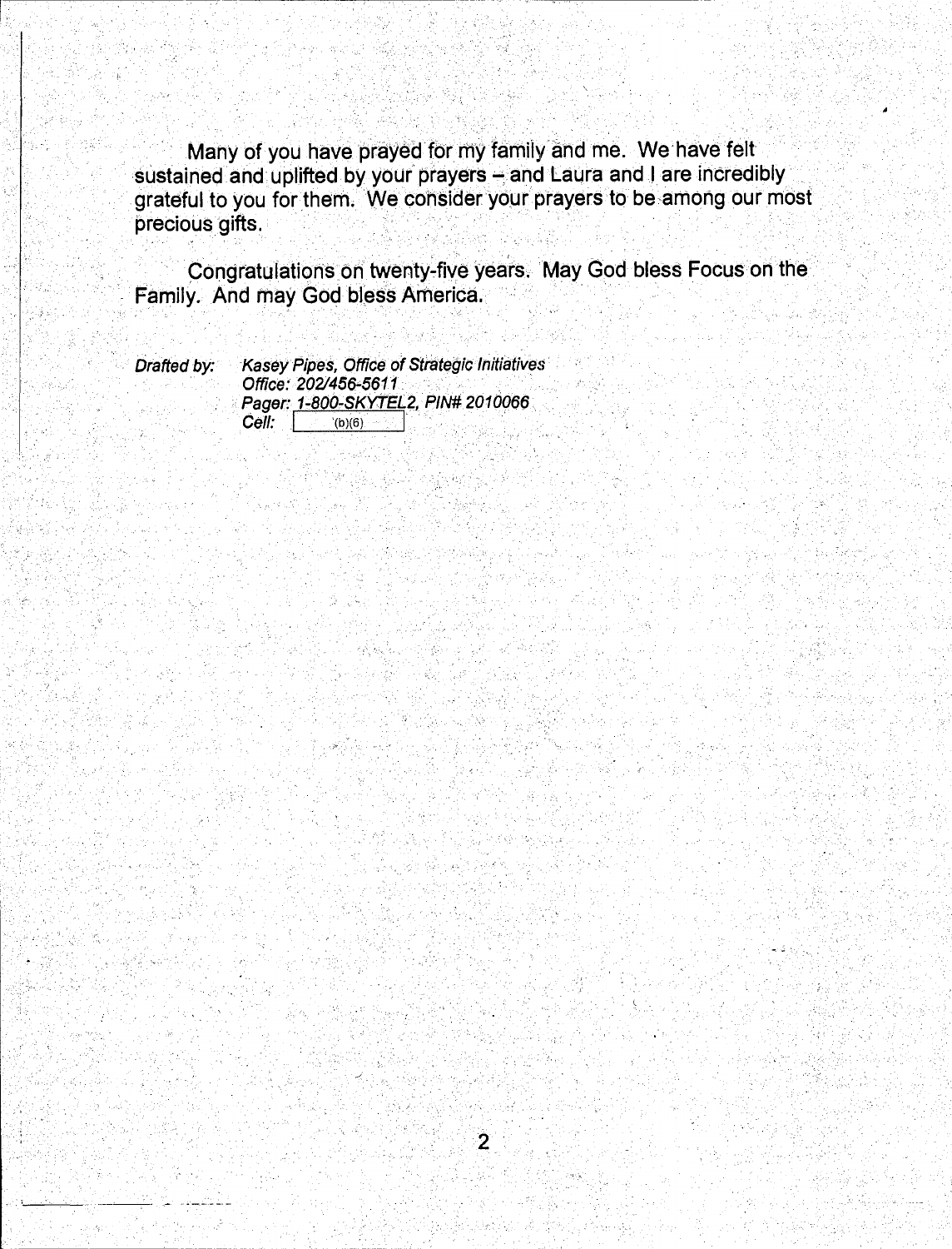Many of you have prayed for my family and me. We have felt sustained and uplifted by your prayers – and Laura and I are incredibly grateful to you for them. We consider your prayers to be among our most precious gifts.

Congratulations on twenty-five years. May God bless Focus on the Family. And may God bless America.

*Drafted by:* *Kasey Pipes, Office of Strategic Initiatives*
*Office: 202/456-5611*
*Pager: 1-800-SKYTEL2, PIN# 2010066*
*Cell:* (b)(6)